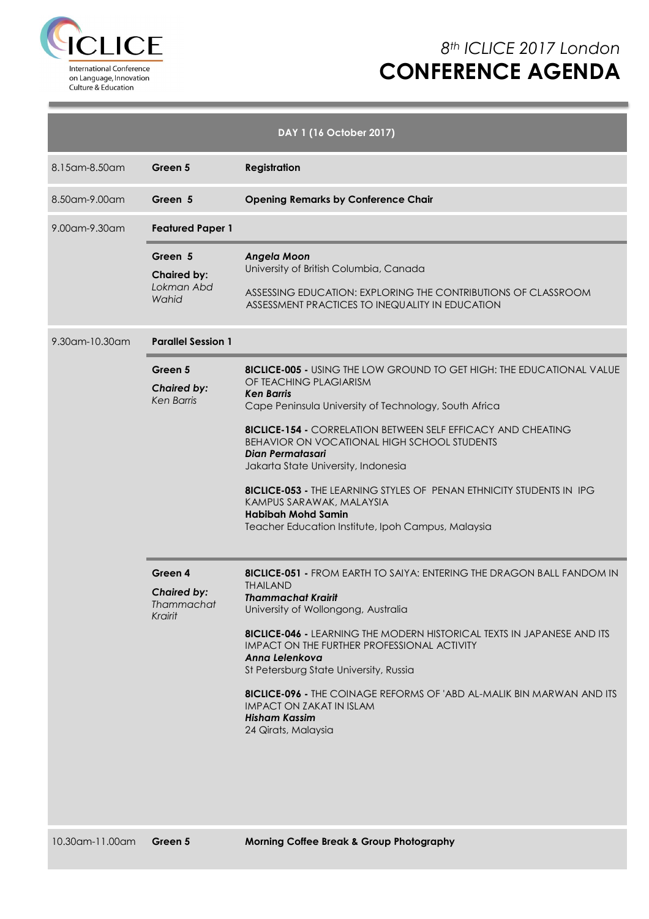ICLICE
International Conference on Language, Innovation Culture & Education

# 8th ICLICE 2017 London
# CONFERENCE AGENDA

| DAY 1 (16 October 2017) | | |
|---|---|---|
| 8.15am-8.50am | **Green 5** | **Registration** |
| 8.50am-9.00am | **Green 5** | **Opening Remarks by Conference Chair** |
| 9.00am-9.30am | **Featured Paper 1** | |
| | **Green 5**<br>**Chaired by:**<br>*Lokman Abd Wahid* | ***Angela Moon***<br>University of British Columbia, Canada<br><br>ASSESSING EDUCATION: EXPLORING THE CONTRIBUTIONS OF CLASSROOM ASSESSMENT PRACTICES TO INEQUALITY IN EDUCATION |
| 9.30am-10.30am | **Parallel Session 1** | |
| | **Green 5**<br>***Chaired by:***<br>*Ken Barris* | **8ICLICE-005 -** USING THE LOW GROUND TO GET HIGH: THE EDUCATIONAL VALUE OF TEACHING PLAGIARISM<br>***Ken Barris***<br>Cape Peninsula University of Technology, South Africa<br><br>**8ICLICE-154 -** CORRELATION BETWEEN SELF EFFICACY AND CHEATING BEHAVIOR ON VOCATIONAL HIGH SCHOOL STUDENTS<br>***Dian Permatasari***<br>Jakarta State University, Indonesia<br><br>**8ICLICE-053 -** THE LEARNING STYLES OF PENAN ETHNICITY STUDENTS IN IPG KAMPUS SARAWAK, MALAYSIA<br>**Habibah Mohd Samin**<br>Teacher Education Institute, Ipoh Campus, Malaysia |
| | **Green 4**<br>***Chaired by:***<br>*Thammachat Krairit* | **8ICLICE-051 -** FROM EARTH TO SAIYA: ENTERING THE DRAGON BALL FANDOM IN THAILAND<br>***Thammachat Krairit***<br>University of Wollongong, Australia<br><br>**8ICLICE-046 -** LEARNING THE MODERN HISTORICAL TEXTS IN JAPANESE AND ITS IMPACT ON THE FURTHER PROFESSIONAL ACTIVITY<br>***Anna Lelenkova***<br>St Petersburg State University, Russia<br><br>**8ICLICE-096 -** THE COINAGE REFORMS OF 'ABD AL-MALIK BIN MARWAN AND ITS IMPACT ON ZAKAT IN ISLAM<br>***Hisham Kassim***<br>24 Qirats, Malaysia |
| 10.30am-11.00am | **Green 5** | **Morning Coffee Break & Group Photography** |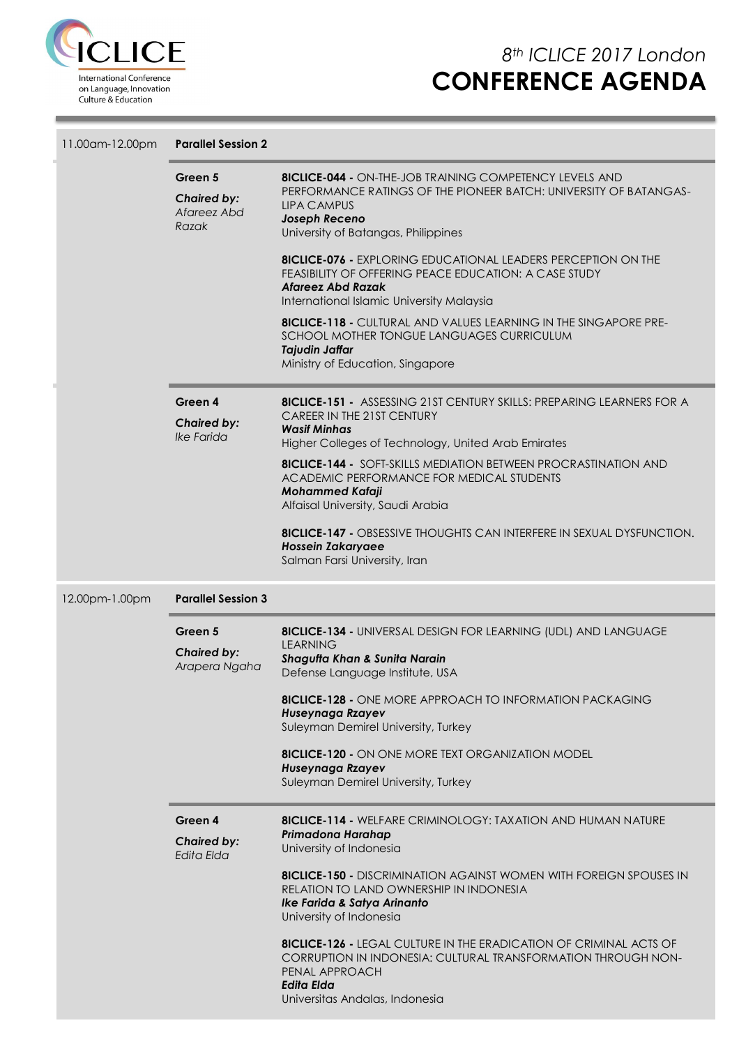| Time | Session | Room / Chair | Paper |
|---|---|---|---|
| 11.00am-12.00pm | **Parallel Session 2** | | |
| | | **Green 5**<br>***Chaired by:***<br>*Afareez Abd Razak* | **8ICLICE-044 -** ON-THE-JOB TRAINING COMPETENCY LEVELS AND PERFORMANCE RATINGS OF THE PIONEER BATCH: UNIVERSITY OF BATANGAS-LIPA CAMPUS<br>***Joseph Receno***<br>University of Batangas, Philippines |
| | | | **8ICLICE-076 -** EXPLORING EDUCATIONAL LEADERS PERCEPTION ON THE FEASIBILITY OF OFFERING PEACE EDUCATION: A CASE STUDY<br>***Afareez Abd Razak***<br>International Islamic University Malaysia |
| | | | **8ICLICE-118 -** CULTURAL AND VALUES LEARNING IN THE SINGAPORE PRE-SCHOOL MOTHER TONGUE LANGUAGES CURRICULUM<br>***Tajudin Jaffar***<br>Ministry of Education, Singapore |
| | | **Green 4**<br>***Chaired by:***<br>*Ike Farida* | **8ICLICE-151 -** ASSESSING 21ST CENTURY SKILLS: PREPARING LEARNERS FOR A CAREER IN THE 21ST CENTURY<br>***Wasif Minhas***<br>Higher Colleges of Technology, United Arab Emirates |
| | | | **8ICLICE-144 -** SOFT-SKILLS MEDIATION BETWEEN PROCRASTINATION AND ACADEMIC PERFORMANCE FOR MEDICAL STUDENTS<br>***Mohammed Kafaji***<br>Alfaisal University, Saudi Arabia |
| | | | **8ICLICE-147 -** OBSESSIVE THOUGHTS CAN INTERFERE IN SEXUAL DYSFUNCTION.<br>***Hossein Zakaryaee***<br>Salman Farsi University, Iran |
| 12.00pm-1.00pm | **Parallel Session 3** | | |
| | | **Green 5**<br>***Chaired by:***<br>*Arapera Ngaha* | **8ICLICE-134 -** UNIVERSAL DESIGN FOR LEARNING (UDL) AND LANGUAGE LEARNING<br>***Shagufta Khan & Sunita Narain***<br>Defense Language Institute, USA |
| | | | **8ICLICE-128 -** ONE MORE APPROACH TO INFORMATION PACKAGING<br>***Huseynaga Rzayev***<br>Suleyman Demirel University, Turkey |
| | | | **8ICLICE-120 -** ON ONE MORE TEXT ORGANIZATION MODEL<br>***Huseynaga Rzayev***<br>Suleyman Demirel University, Turkey |
| | | **Green 4**<br>***Chaired by:***<br>*Edita Elda* | **8ICLICE-114 -** WELFARE CRIMINOLOGY: TAXATION AND HUMAN NATURE<br>***Primadona Harahap***<br>University of Indonesia |
| | | | **8ICLICE-150 -** DISCRIMINATION AGAINST WOMEN WITH FOREIGN SPOUSES IN RELATION TO LAND OWNERSHIP IN INDONESIA<br>***Ike Farida & Satya Arinanto***<br>University of Indonesia |
| | | | **8ICLICE-126 -** LEGAL CULTURE IN THE ERADICATION OF CRIMINAL ACTS OF CORRUPTION IN INDONESIA: CULTURAL TRANSFORMATION THROUGH NON-PENAL APPROACH<br>***Edita Elda***<br>Universitas Andalas, Indonesia |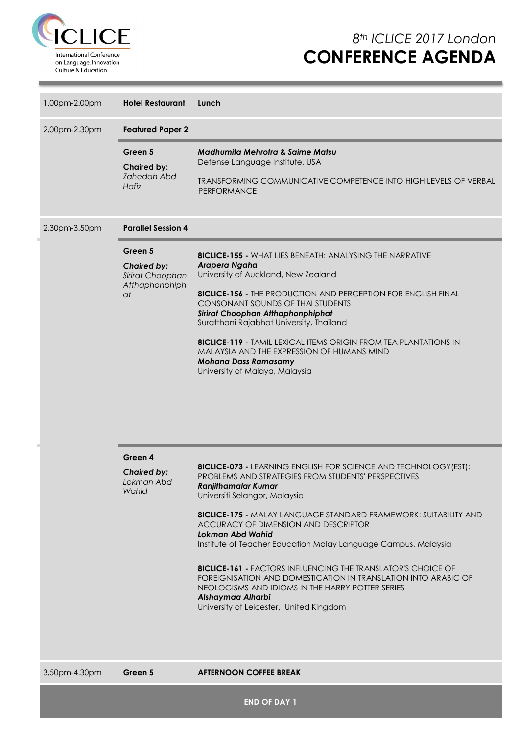| | | |
|---|---|---|
| 1.00pm-2.00pm | **Hotel Restaurant** | **Lunch** |
| 2,00pm-2.30pm | **Featured Paper 2** | |
| | **Green 5**<br>**Chaired by:** *Zahedah Abd Hafiz* | ***Madhumita Mehrotra & Saime Matsu***<br>Defense Language Institute, USA<br><br>TRANSFORMING COMMUNICATIVE COMPETENCE INTO HIGH LEVELS OF VERBAL PERFORMANCE |
| 2,30pm-3.50pm | **Parallel Session 4** | |
| | **Green 5**<br>***Chaired by:*** *Sirirat Choophan Atthaphonphiphat* | **8ICLICE-155 -** WHAT LIES BENEATH: ANALYSING THE NARRATIVE<br>***Arapera Ngaha***<br>University of Auckland, New Zealand<br><br>**8ICLICE-156 -** THE PRODUCTION AND PERCEPTION FOR ENGLISH FINAL CONSONANT SOUNDS OF THAI STUDENTS<br>***Sirirat Choophan Atthaphonphiphat***<br>Suratthani Rajabhat University, Thailand<br><br>**8ICLICE-119 -** TAMIL LEXICAL ITEMS ORIGIN FROM TEA PLANTATIONS IN MALAYSIA AND THE EXPRESSION OF HUMANS MIND<br>***Mohana Dass Ramasamy***<br>University of Malaya, Malaysia |
| | **Green 4**<br>***Chaired by:*** *Lokman Abd Wahid* | **8ICLICE-073 -** LEARNING ENGLISH FOR SCIENCE AND TECHNOLOGY(EST): PROBLEMS AND STRATEGIES FROM STUDENTS' PERSPECTIVES<br>***Ranjithamalar Kumar***<br>Universiti Selangor, Malaysia<br><br>**8ICLICE-175 -** MALAY LANGUAGE STANDARD FRAMEWORK: SUITABILITY AND ACCURACY OF DIMENSION AND DESCRIPTOR<br>***Lokman Abd Wahid***<br>Institute of Teacher Education Malay Language Campus, Malaysia<br><br>**8ICLICE-161 -** FACTORS INFLUENCING THE TRANSLATOR'S CHOICE OF FOREIGNISATION AND DOMESTICATION IN TRANSLATION INTO ARABIC OF NEOLOGISMS AND IDIOMS IN THE HARRY POTTER SERIES<br>***Alshaymaa Alharbi***<br>University of Leicester, United Kingdom |
| 3,50pm-4.30pm | **Green 5** | **AFTERNOON COFFEE BREAK** |

**END OF DAY 1**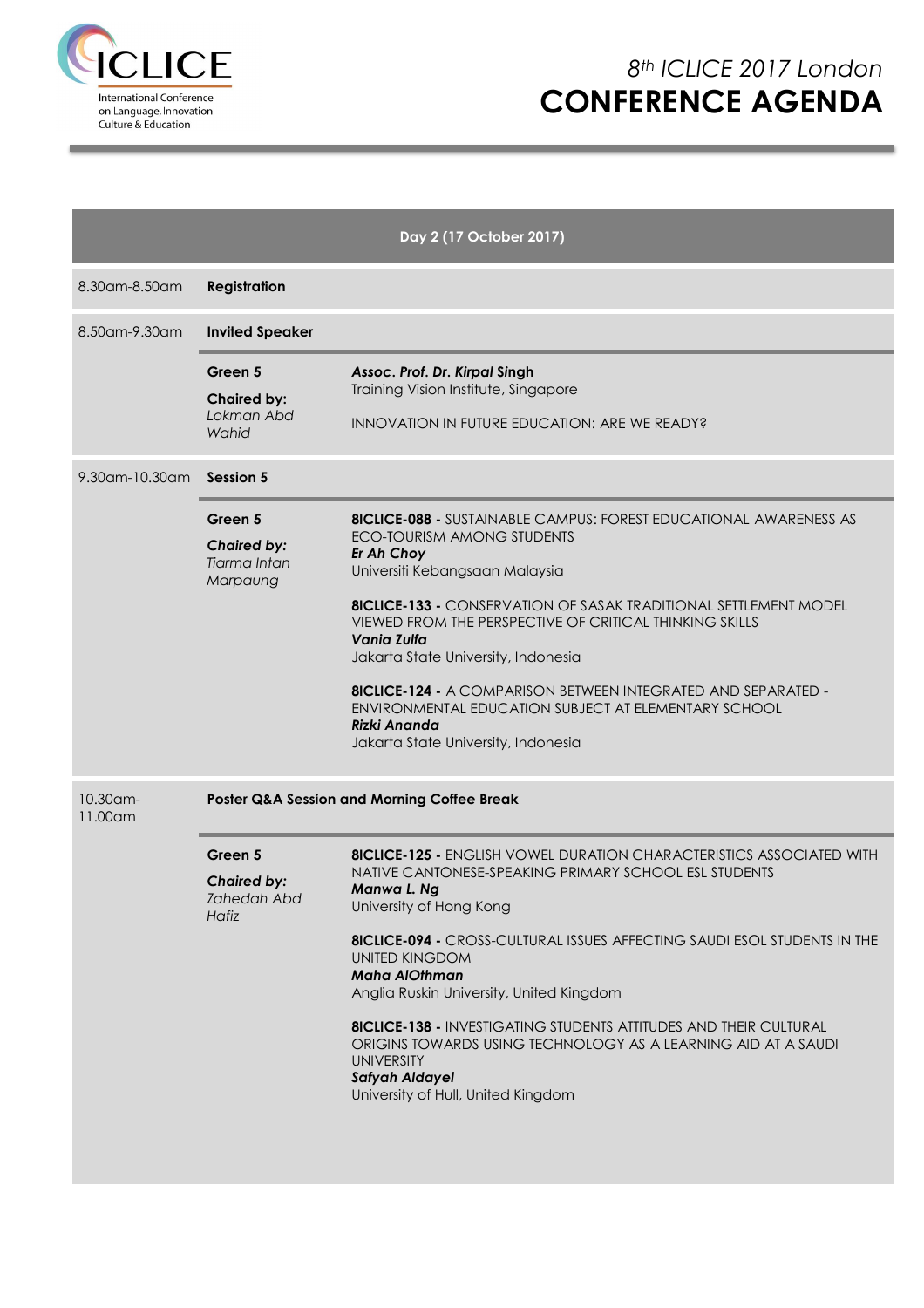**ICLICE**
International Conference on Language, Innovation Culture & Education

*8th ICLICE 2017 London*
# CONFERENCE AGENDA

| Day 2 (17 October 2017) | | |
|---|---|---|
| 8.30am-8.50am | **Registration** | |
| 8.50am-9.30am | **Invited Speaker** | |
| | **Green 5**<br>**Chaired by:**<br>*Lokman Abd Wahid* | ***Assoc. Prof. Dr. Kirpal Singh***<br>Training Vision Institute, Singapore<br><br>INNOVATION IN FUTURE EDUCATION: ARE WE READY? |
| 9.30am-10.30am | **Session 5** | |
| | **Green 5**<br>***Chaired by:***<br>*Tiarma Intan Marpaung* | **8ICLICE-088 -** SUSTAINABLE CAMPUS: FOREST EDUCATIONAL AWARENESS AS ECO-TOURISM AMONG STUDENTS<br>***Er Ah Choy***<br>Universiti Kebangsaan Malaysia<br><br>**8ICLICE-133 -** CONSERVATION OF SASAK TRADITIONAL SETTLEMENT MODEL VIEWED FROM THE PERSPECTIVE OF CRITICAL THINKING SKILLS<br>***Vania Zulfa***<br>Jakarta State University, Indonesia<br><br>**8ICLICE-124 -** A COMPARISON BETWEEN INTEGRATED AND SEPARATED - ENVIRONMENTAL EDUCATION SUBJECT AT ELEMENTARY SCHOOL<br>***Rizki Ananda***<br>Jakarta State University, Indonesia |
| 10.30am-11.00am | **Poster Q&A Session and Morning Coffee Break** | |
| | **Green 5**<br>***Chaired by:***<br>*Zahedah Abd Hafiz* | **8ICLICE-125 -** ENGLISH VOWEL DURATION CHARACTERISTICS ASSOCIATED WITH NATIVE CANTONESE-SPEAKING PRIMARY SCHOOL ESL STUDENTS<br>***Manwa L. Ng***<br>University of Hong Kong<br><br>**8ICLICE-094 -** CROSS-CULTURAL ISSUES AFFECTING SAUDI ESOL STUDENTS IN THE UNITED KINGDOM<br>***Maha AlOthman***<br>Anglia Ruskin University, United Kingdom<br><br>**8ICLICE-138 -** INVESTIGATING STUDENTS ATTITUDES AND THEIR CULTURAL ORIGINS TOWARDS USING TECHNOLOGY AS A LEARNING AID AT A SAUDI UNIVERSITY<br>***Safyah Aldayel***<br>University of Hull, United Kingdom |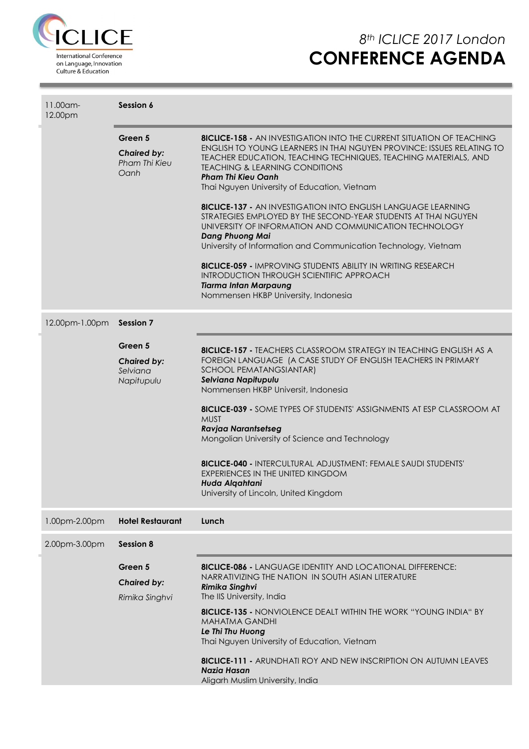| Time | Session | |
|---|---|---|
| 11.00am-12.00pm | **Session 6** | |
| | **Green 5**<br>***Chaired by:***<br>*Pham Thi Kieu Oanh* | **8ICLICE-158 -** AN INVESTIGATION INTO THE CURRENT SITUATION OF TEACHING ENGLISH TO YOUNG LEARNERS IN THAI NGUYEN PROVINCE: ISSUES RELATING TO TEACHER EDUCATION, TEACHING TECHNIQUES, TEACHING MATERIALS, AND TEACHING & LEARNING CONDITIONS<br>***Pham Thi Kieu Oanh***<br>Thai Nguyen University of Education, Vietnam<br><br>**8ICLICE-137 -** AN INVESTIGATION INTO ENGLISH LANGUAGE LEARNING STRATEGIES EMPLOYED BY THE SECOND-YEAR STUDENTS AT THAI NGUYEN UNIVERSITY OF INFORMATION AND COMMUNICATION TECHNOLOGY<br>***Dang Phuong Mai***<br>University of Information and Communication Technology, Vietnam<br><br>**8ICLICE-059 -** IMPROVING STUDENTS ABILITY IN WRITING RESEARCH INTRODUCTION THROUGH SCIENTIFIC APPROACH<br>***Tiarma Intan Marpaung***<br>Nommensen HKBP University, Indonesia |
| 12.00pm-1.00pm | **Session 7** | |
| | **Green 5**<br>***Chaired by:***<br>*Selviana Napitupulu* | **8ICLICE-157 -** TEACHERS CLASSROOM STRATEGY IN TEACHING ENGLISH AS A FOREIGN LANGUAGE (A CASE STUDY OF ENGLISH TEACHERS IN PRIMARY SCHOOL PEMATANGSIANTAR)<br>***Selviana Napitupulu***<br>Nommensen HKBP Universit, Indonesia<br><br>**8ICLICE-039 -** SOME TYPES OF STUDENTS' ASSIGNMENTS AT ESP CLASSROOM AT MUST<br>***Ravjaa Narantsetseg***<br>Mongolian University of Science and Technology<br><br>**8ICLICE-040 -** INTERCULTURAL ADJUSTMENT: FEMALE SAUDI STUDENTS' EXPERIENCES IN THE UNITED KINGDOM<br>***Huda Alqahtani***<br>University of Lincoln, United Kingdom |
| 1.00pm-2.00pm | **Hotel Restaurant** | **Lunch** |
| 2.00pm-3.00pm | **Session 8** | |
| | **Green 5**<br>***Chaired by:***<br>*Rimika Singhvi* | **8ICLICE-086 -** LANGUAGE IDENTITY AND LOCATIONAL DIFFERENCE: NARRATIVIZING THE NATION IN SOUTH ASIAN LITERATURE<br>***Rimika Singhvi***<br>The IIS University, India<br><br>**8ICLICE-135 -** NONVIOLENCE DEALT WITHIN THE WORK "YOUNG INDIA" BY MAHATMA GANDHI<br>***Le Thi Thu Huong***<br>Thai Nguyen University of Education, Vietnam<br><br>**8ICLICE-111 -** ARUNDHATI ROY AND NEW INSCRIPTION ON AUTUMN LEAVES<br>***Nazia Hasan***<br>Aligarh Muslim University, India |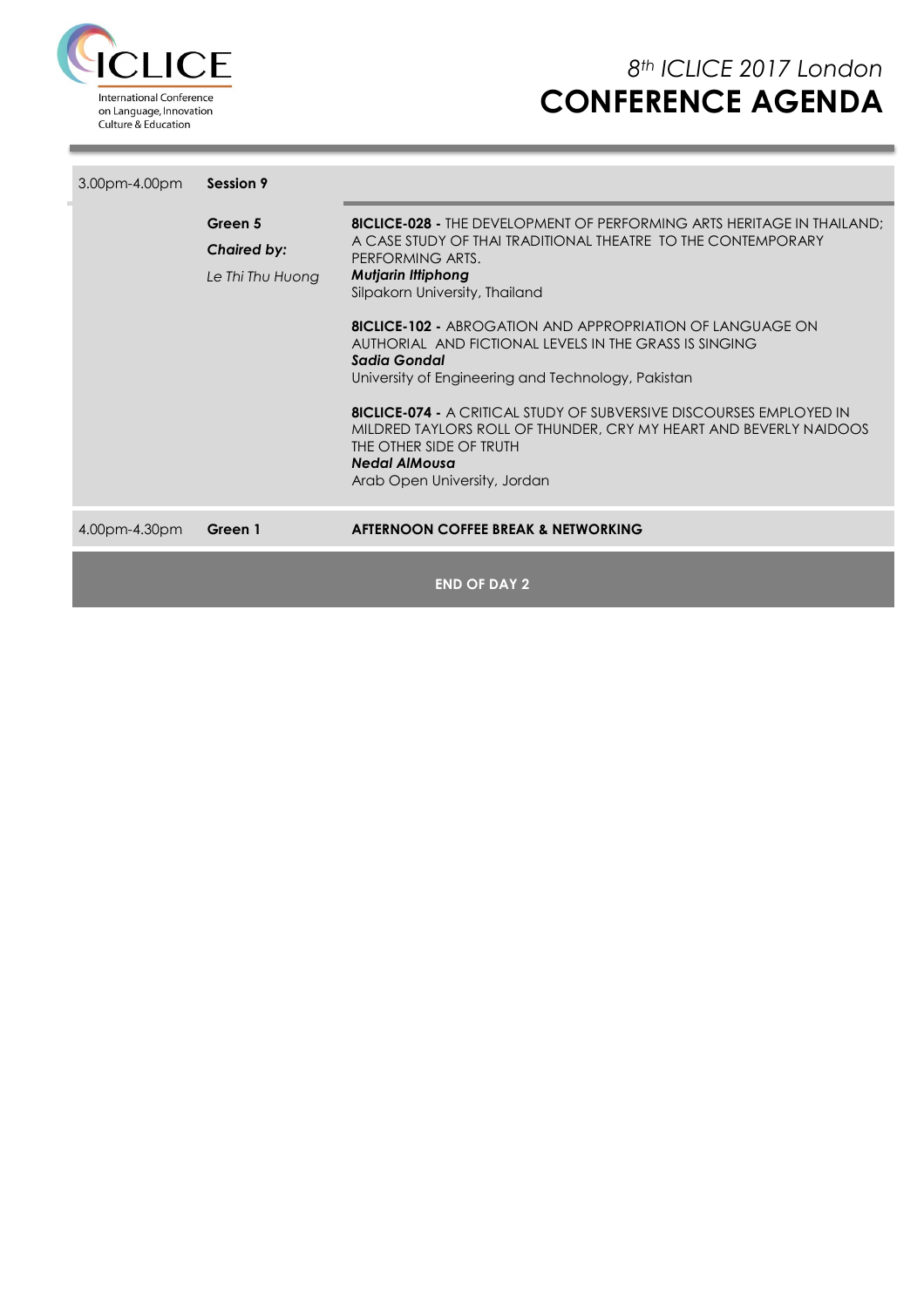| 3.00pm-4.00pm | **Session 9** | |
|---|---|---|
| | **Green 5**<br>***Chaired by:***<br>*Le Thi Thu Huong* | **8ICLICE-028 -** THE DEVELOPMENT OF PERFORMING ARTS HERITAGE IN THAILAND; A CASE STUDY OF THAI TRADITIONAL THEATRE TO THE CONTEMPORARY PERFORMING ARTS.<br>***Mutjarin Ittiphong***<br>Silpakorn University, Thailand<br><br>**8ICLICE-102 -** ABROGATION AND APPROPRIATION OF LANGUAGE ON AUTHORIAL AND FICTIONAL LEVELS IN THE GRASS IS SINGING<br>***Sadia Gondal***<br>University of Engineering and Technology, Pakistan<br><br>**8ICLICE-074 -** A CRITICAL STUDY OF SUBVERSIVE DISCOURSES EMPLOYED IN MILDRED TAYLORS ROLL OF THUNDER, CRY MY HEART AND BEVERLY NAIDOOS THE OTHER SIDE OF TRUTH<br>***Nedal AlMousa***<br>Arab Open University, Jordan |
| 4.00pm-4.30pm | **Green 1** | **AFTERNOON COFFEE BREAK & NETWORKING** |

**END OF DAY 2**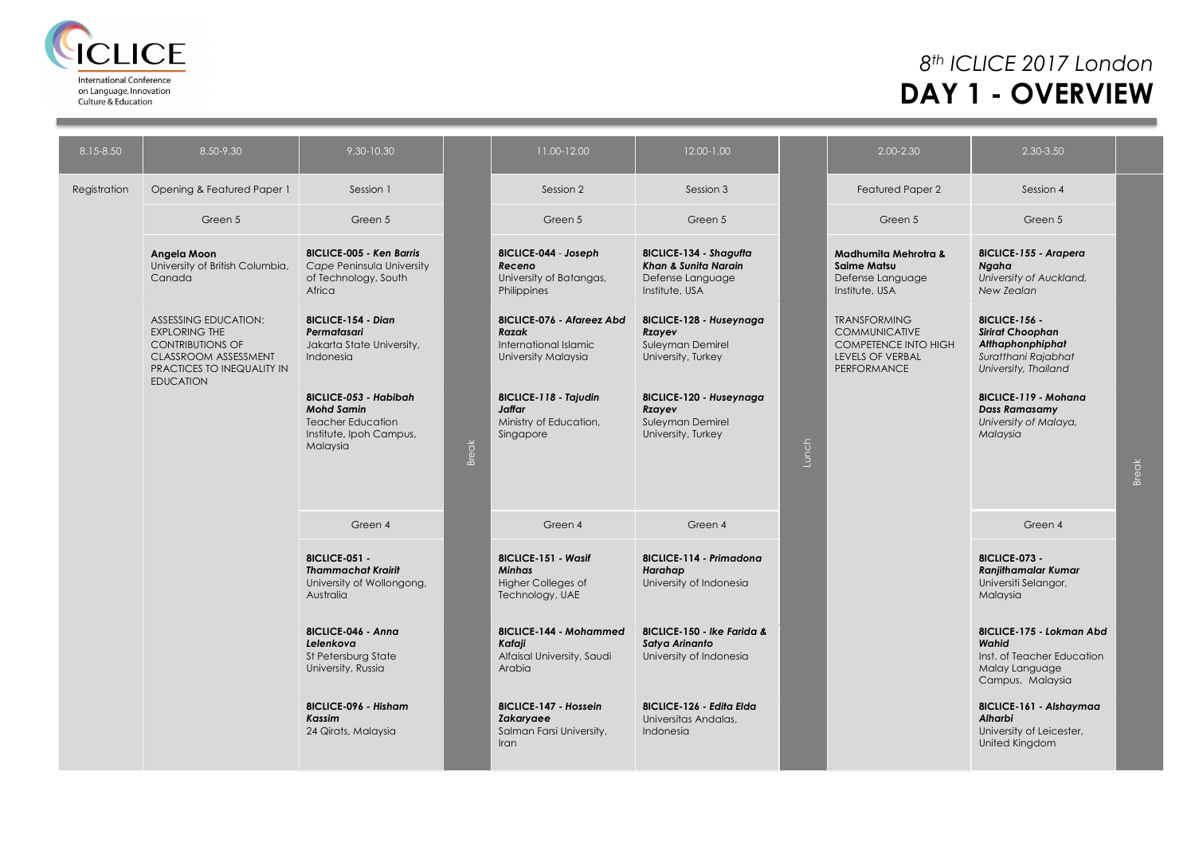# 8th ICLICE 2017 London

# DAY 1 - OVERVIEW

| 8.15-8.50 | 8.50-9.30 | 9.30-10.30 | | 11.00-12.00 | 12.00-1.00 | | 2.00-2.30 | 2.30-3.50 | |
|---|---|---|---|---|---|---|---|---|---|
| Registration | Opening & Featured Paper 1 | Session 1 | Break | Session 2 | Session 3 | Lunch | Featured Paper 2 | Session 4 | Break |
| | Green 5 | Green 5 | | Green 5 | Green 5 | | Green 5 | Green 5 | |
| | **Angela Moon** University of British Columbia, Canada | **8ICLICE-005 - *Ken Barris*** Cape Peninsula University of Technology, South Africa | | **8ICLICE-044 - *Joseph Receno*** University of Batangas, Philippines | **8ICLICE-134 - *Shagufta Khan & Sunita Narain*** Defense Language Institute, USA | | **Madhumita Mehrotra & Saime Matsu** Defense Language Institute, USA | **8ICLICE-155 - *Arapera Ngaha*** *University of Auckland, New Zealan* | |
| | ASSESSING EDUCATION: EXPLORING THE CONTRIBUTIONS OF CLASSROOM ASSESSMENT PRACTICES TO INEQUALITY IN EDUCATION | **8ICLICE-154 - *Dian Permatasari*** Jakarta State University, Indonesia | | **8ICLICE-076 - *Afareez Abd Razak*** International Islamic University Malaysia | **8ICLICE-128 - *Huseynaga Rzayev*** Suleyman Demirel University, Turkey | | TRANSFORMING COMMUNICATIVE COMPETENCE INTO HIGH LEVELS OF VERBAL PERFORMANCE | **8ICLICE-156 - *Sirirat Choophan Atthaphonphiphat*** *Suratthani Rajabhat University, Thailand* | |
| | | **8ICLICE-053 - *Habibah Mohd Samin*** Teacher Education Institute, Ipoh Campus, Malaysia | | **8ICLICE-118 - *Tajudin Jaffar*** Ministry of Education, Singapore | **8ICLICE-120 - *Huseynaga Rzayev*** Suleyman Demirel University, Turkey | | | **8ICLICE-119 - *Mohana Dass Ramasamy*** *University of Malaya, Malaysia* | |
| | | Green 4 | | Green 4 | Green 4 | | | Green 4 | |
| | | **8ICLICE-051 - *Thammachat Krairit*** University of Wollongong, Australia | | **8ICLICE-151 - *Wasif Minhas*** Higher Colleges of Technology, UAE | **8ICLICE-114 - *Primadona Harahap*** University of Indonesia | | | **8ICLICE-073 - *Ranjithamalar Kumar*** Universiti Selangor, Malaysia | |
| | | **8ICLICE-046 - *Anna Lelenkova*** St Petersburg State University, Russia | | **8ICLICE-144 - *Mohammed Kafaji*** Alfaisal University, Saudi Arabia | **8ICLICE-150 - *Ike Farida & Satya Arinanto*** University of Indonesia | | | **8ICLICE-175 - *Lokman Abd Wahid*** Inst. of Teacher Education Malay Language Campus, Malaysia | |
| | | **8ICLICE-096 - *Hisham Kassim*** 24 Qirats, Malaysia | | **8ICLICE-147 - *Hossein Zakaryaee*** Salman Farsi University, Iran | **8ICLICE-126 - *Edita Elda*** Universitas Andalas, Indonesia | | | **8ICLICE-161 - *Alshaymaa Alharbi*** University of Leicester, United Kingdom | |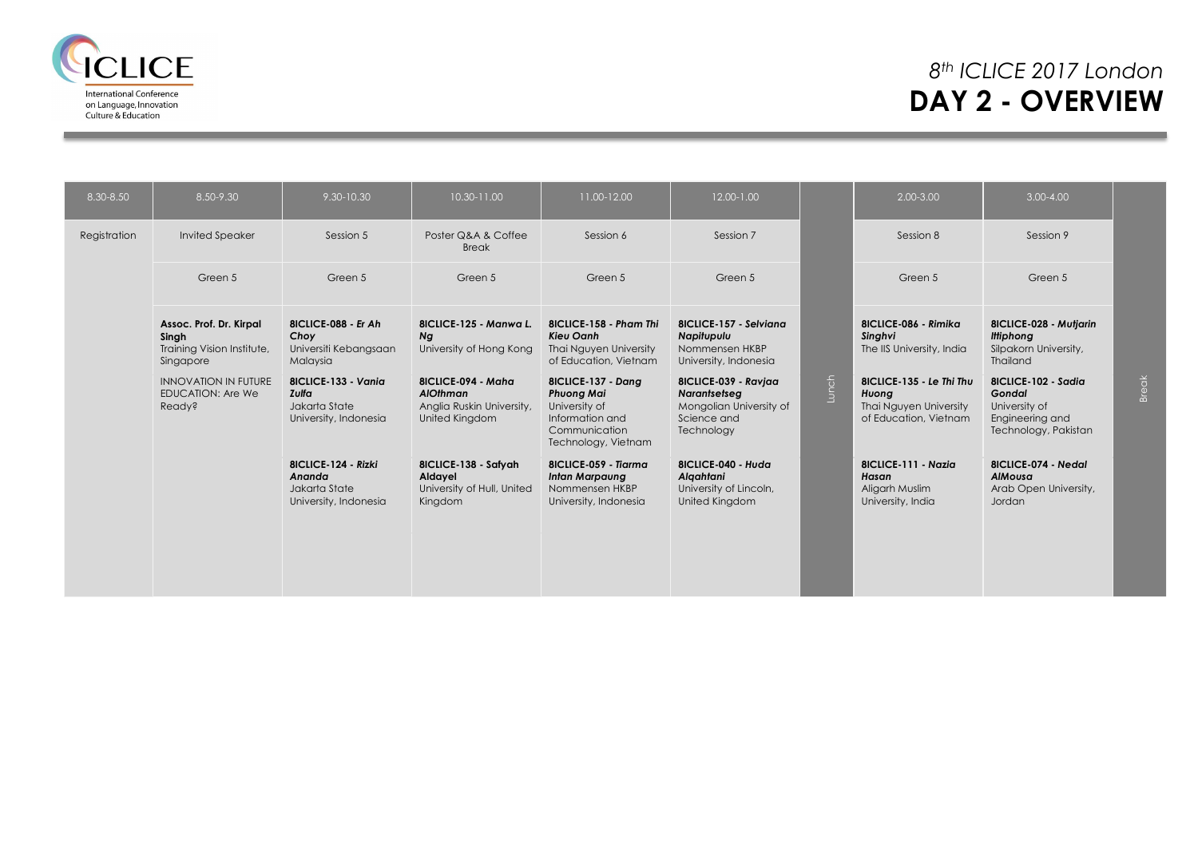# 8th ICLICE 2017 London

# DAY 2 - OVERVIEW

| 8.30-8.50 | 8.50-9.30 | 9.30-10.30 | 10.30-11.00 | 11.00-12.00 | 12.00-1.00 | | 2.00-3.00 | 3.00-4.00 | |
|---|---|---|---|---|---|---|---|---|---|
| Registration | Invited Speaker | Session 5 | Poster Q&A & Coffee Break | Session 6 | Session 7 | Lunch | Session 8 | Session 9 | Break |
| | Green 5 | Green 5 | Green 5 | Green 5 | Green 5 | | Green 5 | Green 5 | |
| | **Assoc. Prof. Dr. Kirpal Singh** Training Vision Institute, Singapore<br>INNOVATION IN FUTURE EDUCATION: Are We Ready? | **8ICLICE-088 - *Er Ah Choy*** Universiti Kebangsaan Malaysia<br>**8ICLICE-133 - *Vania Zulfa*** Jakarta State University, Indonesia<br>**8ICLICE-124 - *Rizki Ananda*** Jakarta State University, Indonesia | **8ICLICE-125 - *Manwa L. Ng*** University of Hong Kong<br>**8ICLICE-094 - *Maha AlOthman*** Anglia Ruskin University, United Kingdom<br>**8ICLICE-138 - Safyah Aldayel** University of Hull, United Kingdom | **8ICLICE-158 - *Pham Thi Kieu Oanh*** Thai Nguyen University of Education, Vietnam<br>**8ICLICE-137 - *Dang Phuong Mai*** University of Information and Communication Technology, Vietnam<br>**8ICLICE-059 - *Tiarma Intan Marpaung*** Nommensen HKBP University, Indonesia | **8ICLICE-157 - *Selviana Napitupulu*** Nommensen HKBP University, Indonesia<br>**8ICLICE-039 - *Ravjaa Narantsetseg*** Mongolian University of Science and Technology<br>**8ICLICE-040 - *Huda Alqahtani*** University of Lincoln, United Kingdom | | **8ICLICE-086 - *Rimika Singhvi*** The IIS University, India<br>**8ICLICE-135 - *Le Thi Thu Huong*** Thai Nguyen University of Education, Vietnam<br>**8ICLICE-111 - *Nazia Hasan*** Aligarh Muslim University, India | **8ICLICE-028 - *Mutjarin Ittiphong*** Silpakorn University, Thailand<br>**8ICLICE-102 - *Sadia Gondal*** University of Engineering and Technology, Pakistan<br>**8ICLICE-074 - *Nedal AlMousa*** Arab Open University, Jordan | |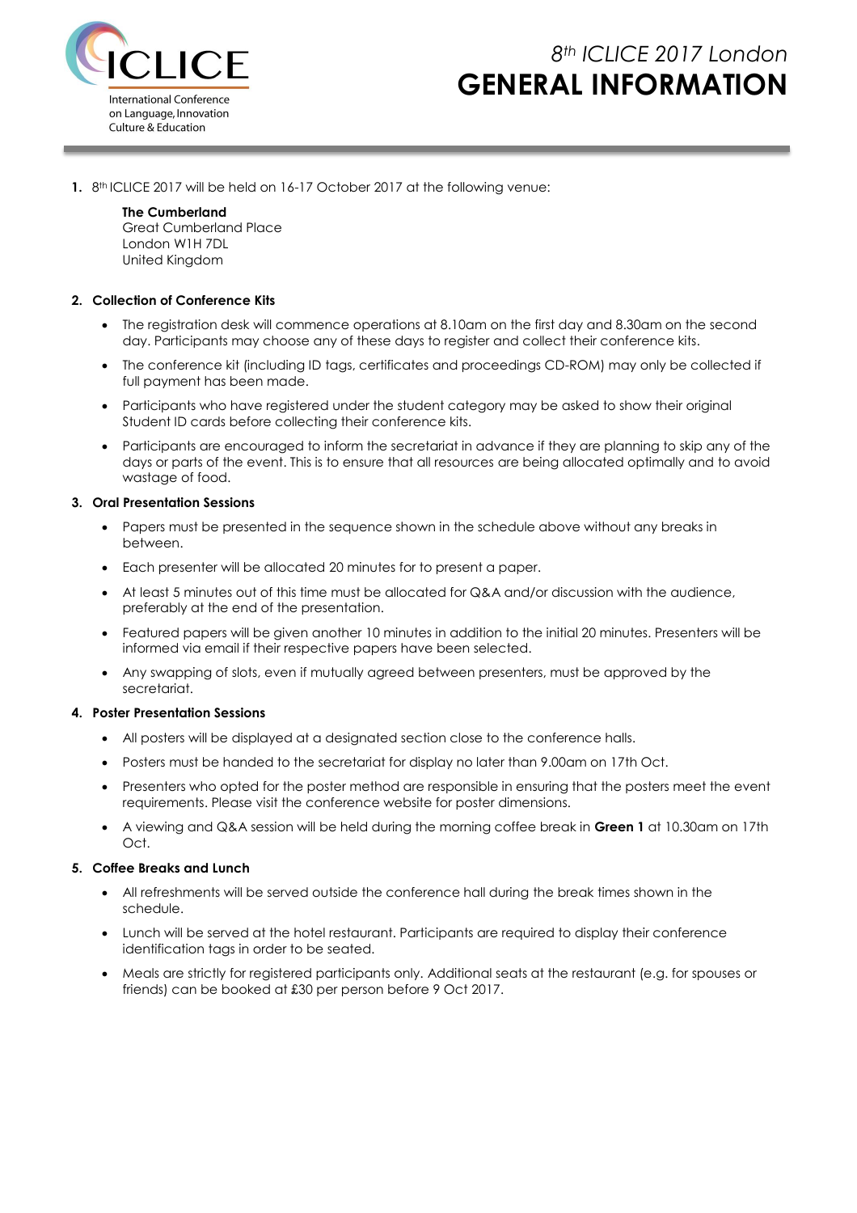ICLICE

International Conference on Language, Innovation Culture & Education

*8th ICLICE 2017 London*

# GENERAL INFORMATION

1. 8th ICLICE 2017 will be held on 16-17 October 2017 at the following venue:

   **The Cumberland**
   Great Cumberland Place
   London W1H 7DL
   United Kingdom

2. **Collection of Conference Kits**

   - The registration desk will commence operations at 8.10am on the first day and 8.30am on the second day. Participants may choose any of these days to register and collect their conference kits.
   - The conference kit (including ID tags, certificates and proceedings CD-ROM) may only be collected if full payment has been made.
   - Participants who have registered under the student category may be asked to show their original Student ID cards before collecting their conference kits.
   - Participants are encouraged to inform the secretariat in advance if they are planning to skip any of the days or parts of the event. This is to ensure that all resources are being allocated optimally and to avoid wastage of food.

3. **Oral Presentation Sessions**

   - Papers must be presented in the sequence shown in the schedule above without any breaks in between.
   - Each presenter will be allocated 20 minutes for to present a paper.
   - At least 5 minutes out of this time must be allocated for Q&A and/or discussion with the audience, preferably at the end of the presentation.
   - Featured papers will be given another 10 minutes in addition to the initial 20 minutes. Presenters will be informed via email if their respective papers have been selected.
   - Any swapping of slots, even if mutually agreed between presenters, must be approved by the secretariat.

4. **Poster Presentation Sessions**

   - All posters will be displayed at a designated section close to the conference halls.
   - Posters must be handed to the secretariat for display no later than 9.00am on 17th Oct.
   - Presenters who opted for the poster method are responsible in ensuring that the posters meet the event requirements. Please visit the conference website for poster dimensions.
   - A viewing and Q&A session will be held during the morning coffee break in **Green 1** at 10.30am on 17th Oct.

5. **Coffee Breaks and Lunch**

   - All refreshments will be served outside the conference hall during the break times shown in the schedule.
   - Lunch will be served at the hotel restaurant. Participants are required to display their conference identification tags in order to be seated.
   - Meals are strictly for registered participants only. Additional seats at the restaurant (e.g. for spouses or friends) can be booked at £30 per person before 9 Oct 2017.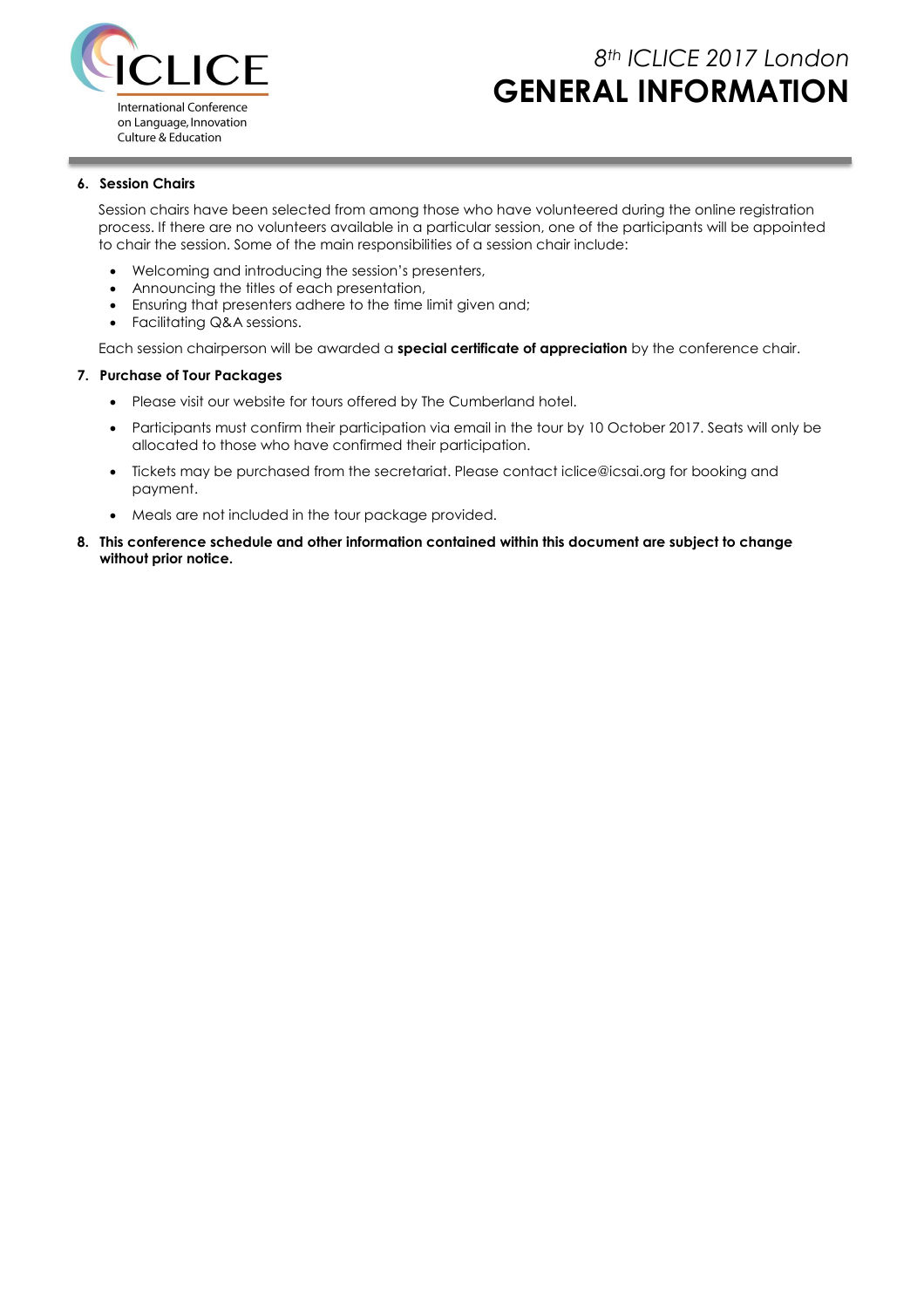6. **Session Chairs**

   Session chairs have been selected from among those who have volunteered during the online registration process. If there are no volunteers available in a particular session, one of the participants will be appointed to chair the session. Some of the main responsibilities of a session chair include:

   - Welcoming and introducing the session's presenters,
   - Announcing the titles of each presentation,
   - Ensuring that presenters adhere to the time limit given and;
   - Facilitating Q&A sessions.

   Each session chairperson will be awarded a **special certificate of appreciation** by the conference chair.

7. **Purchase of Tour Packages**

   - Please visit our website for tours offered by The Cumberland hotel.
   - Participants must confirm their participation via email in the tour by 10 October 2017. Seats will only be allocated to those who have confirmed their participation.
   - Tickets may be purchased from the secretariat. Please contact iclice@icsai.org for booking and payment.
   - Meals are not included in the tour package provided.

8. **This conference schedule and other information contained within this document are subject to change without prior notice.**